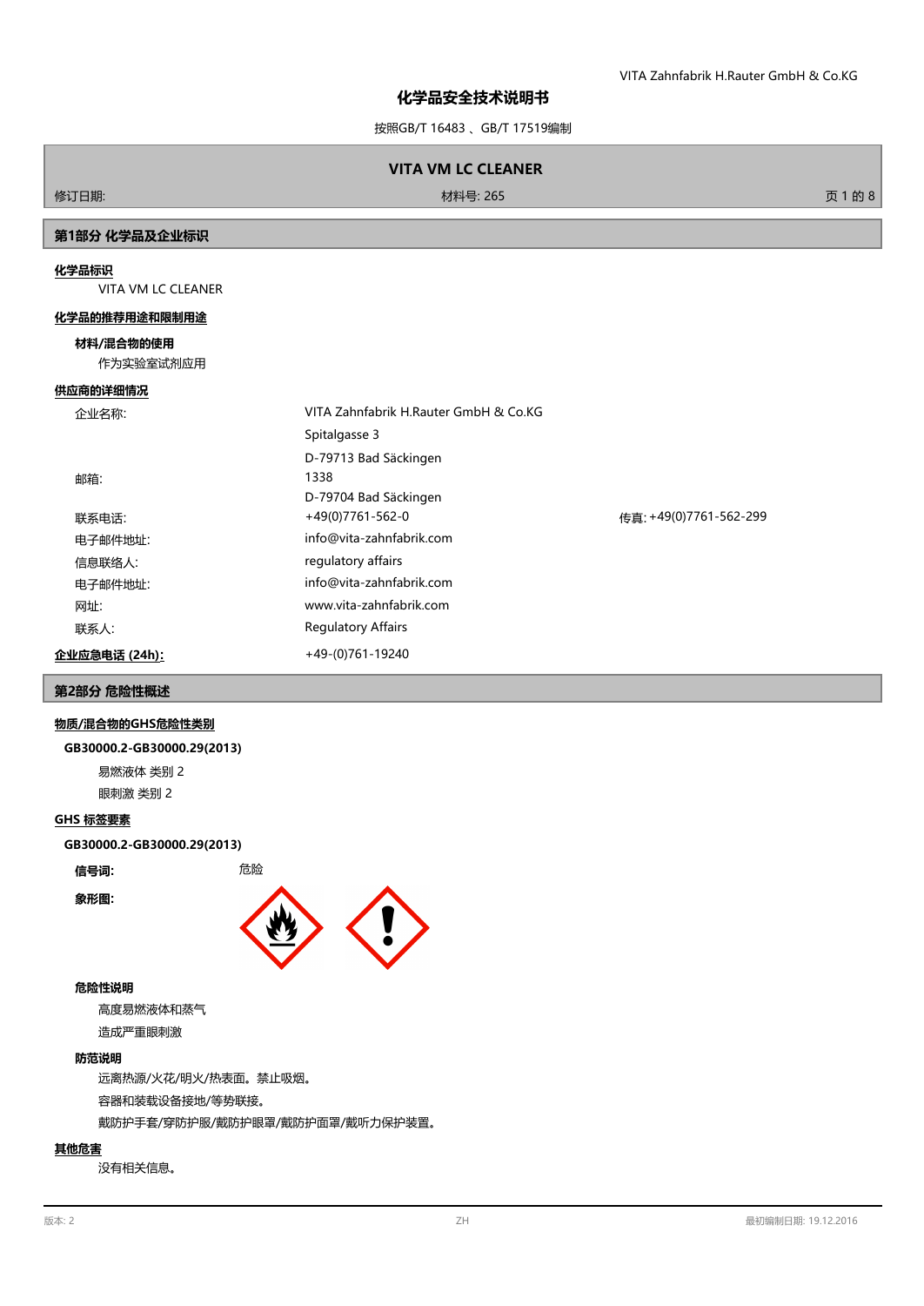# 化学品安全技术说明书

按照GB/T 16483 、GB/T 17519编制

## VITA VM LC CLEANER

修订日期: | 材料号: 265

## 第1部分 化学品及企业标识

**化学品标识**

VITA VM LC CLEANER

**化学品的推荐用途和限制用途**

**材料/混合物的使用**

作为实验室试剂应用

**供应商的详细情况**

| | | |
|---|---|---|
| 企业名称: | VITA Zahnfabrik H.Rauter GmbH & Co.KG | |
| | Spitalgasse 3 | |
| | D-79713 Bad Säckingen | |
| 邮箱: | 1338 | |
| | D-79704 Bad Säckingen | |
| 联系电话: | +49(0)7761-562-0 | 传真: +49(0)7761-562-299 |
| 电子邮件地址: | info@vita-zahnfabrik.com | |
| 信息联络人: | regulatory affairs | |
| 电子邮件地址: | info@vita-zahnfabrik.com | |
| 网址: | www.vita-zahnfabrik.com | |
| 联系人: | Regulatory Affairs | |

**企业应急电话 (24h):** +49-(0)761-19240

## 第2部分 危险性概述

**物质/混合物的GHS危险性类别**

**GB30000.2-GB30000.29(2013)**

易燃液体 类别 2

眼刺激 类别 2

**GHS 标签要素**

**GB30000.2-GB30000.29(2013)**

**信号词:** 危险

**象形图:**

**危险性说明**

高度易燃液体和蒸气

造成严重眼刺激

**防范说明**

远离热源/火花/明火/热表面。禁止吸烟。

容器和装载设备接地/等势联接。

戴防护手套/穿防护服/戴防护眼罩/戴防护面罩/戴听力保护装置。

**其他危害**

没有相关信息。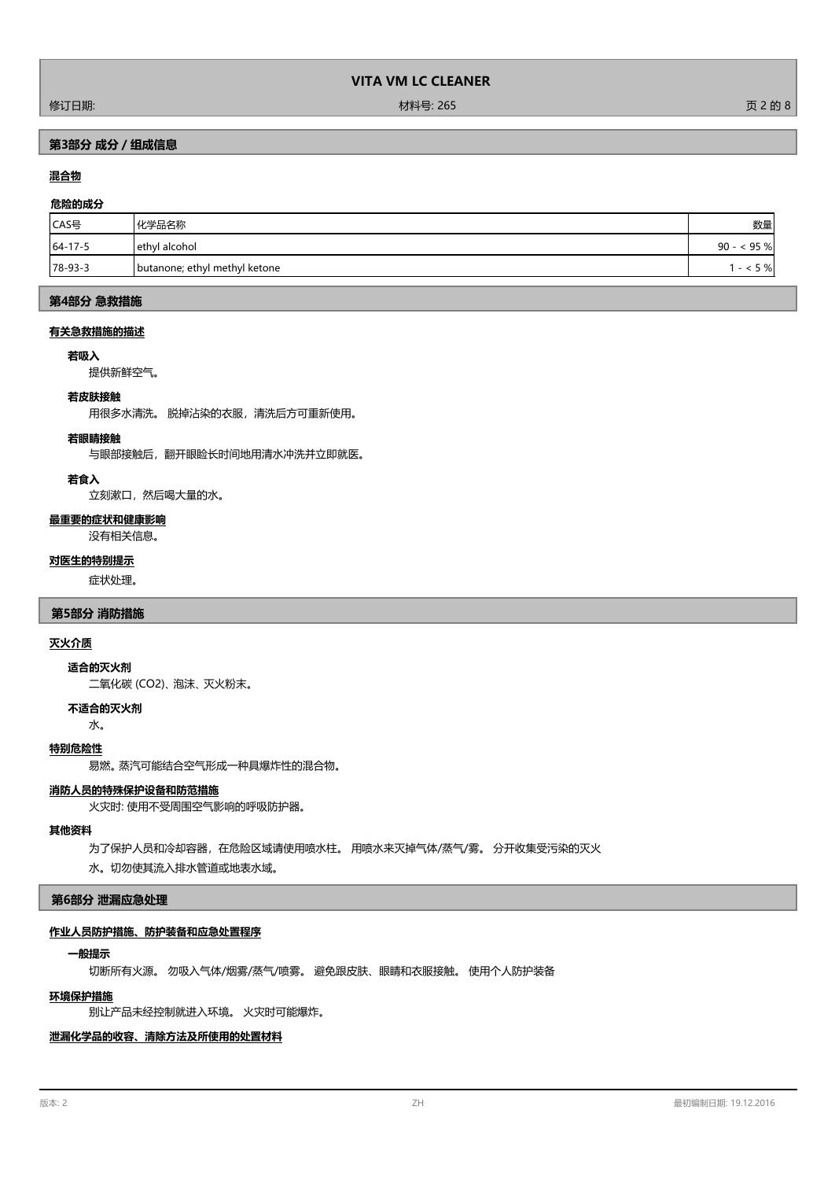## 第3部分 成分 / 组成信息

### 混合物

**危险的成分**

| CAS号 | 化学品名称 | 数量 |
|---|---|---|
| 64-17-5 | ethyl alcohol | 90 - < 95 % |
| 78-93-3 | butanone; ethyl methyl ketone | 1 - < 5 % |

## 第4部分 急救措施

### 有关急救措施的描述

**若吸入**

提供新鲜空气。

**若皮肤接触**

用很多水清洗。 脱掉沾染的衣服，清洗后方可重新使用。

**若眼睛接触**

与眼部接触后，翻开眼睑长时间地用清水冲洗并立即就医。

**若食入**

立刻漱口，然后喝大量的水。

### 最重要的症状和健康影响

没有相关信息。

### 对医生的特别提示

症状处理。

## 第5部分 消防措施

### 灭火介质

**适合的灭火剂**

二氧化碳 ($CO_2$)、泡沫、灭火粉末。

**不适合的灭火剂**

水。

### 特别危险性

易燃。蒸汽可能结合空气形成一种具爆炸性的混合物。

### 消防人员的特殊保护设备和防范措施

火灾时: 使用不受周围空气影响的呼吸防护器。

### 其他资料

为了保护人员和冷却容器，在危险区域请使用喷水柱。 用喷水来灭掉气体/蒸气/雾。 分开收集受污染的灭火水。切勿使其流入排水管道或地表水域。

## 第6部分 泄漏应急处理

### 作业人员防护措施、防护装备和应急处置程序

**一般提示**

切断所有火源。 勿吸入气体/烟雾/蒸气/喷雾。 避免跟皮肤、眼睛和衣服接触。 使用个人防护装备

### 环境保护措施

别让产品未经控制就进入环境。 火灾时可能爆炸。

### 泄漏化学品的收容、清除方法及所使用的处置材料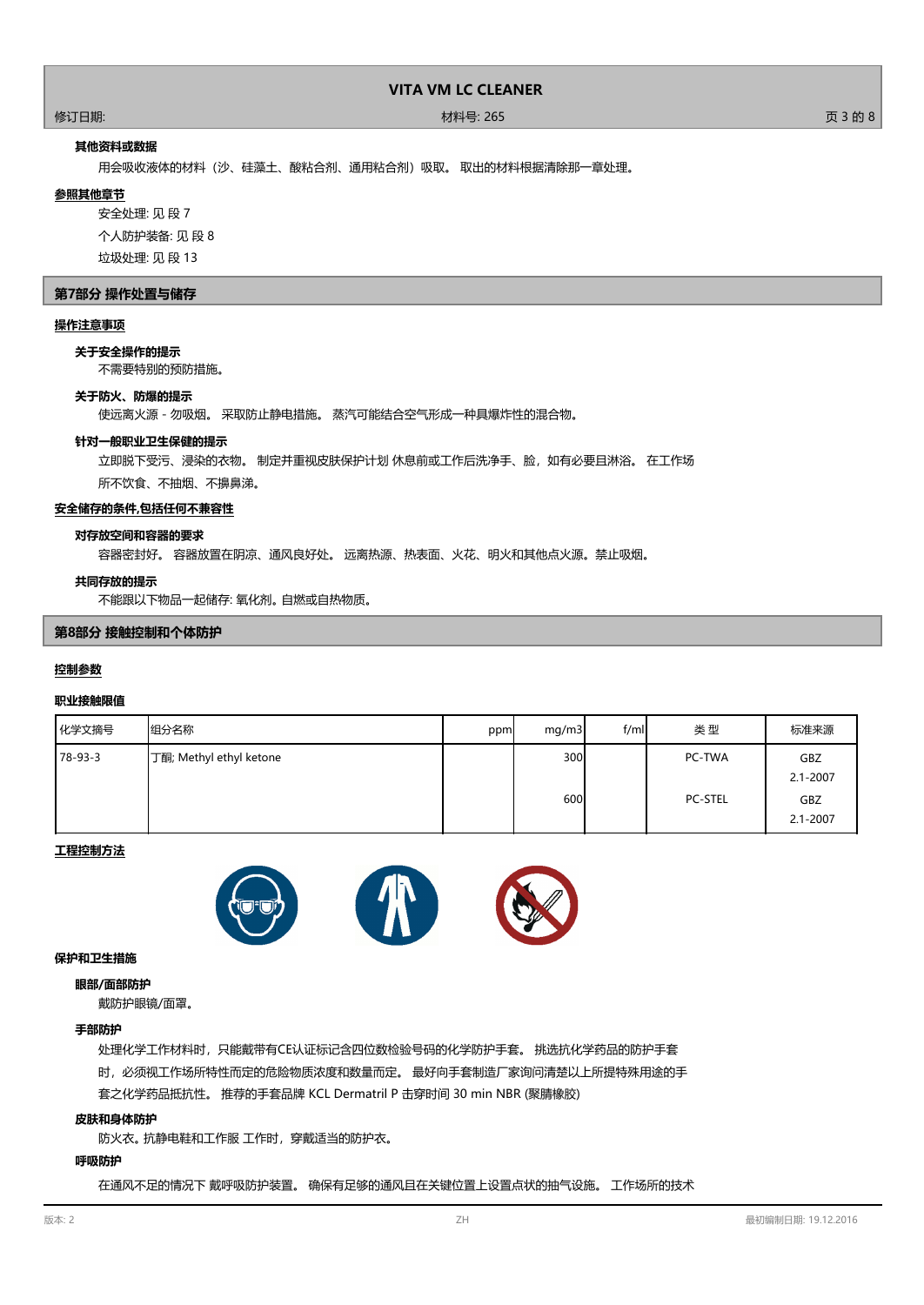#### 其他资料或数据

用会吸收液体的材料（沙、硅藻土、酸粘合剂、通用粘合剂）吸取。 取出的材料根据清除那一章处理。

### 参照其他章节

安全处理: 见 段 7

个人防护装备: 见 段 8

垃圾处理: 见 段 13

## 第7部分 操作处置与储存

### 操作注意事项

#### 关于安全操作的提示

不需要特别的预防措施。

#### 关于防火、防爆的提示

使远离火源 - 勿吸烟。 采取防止静电措施。 蒸汽可能结合空气形成一种具爆炸性的混合物。

#### 针对一般职业卫生保健的提示

立即脱下受污、浸染的衣物。 制定并重视皮肤保护计划 休息前或工作后洗净手、脸，如有必要且淋浴。 在工作场所不饮食、不抽烟、不擤鼻涕。

### 安全储存的条件,包括任何不兼容性

#### 对存放空间和容器的要求

容器密封好。 容器放置在阴凉、通风良好处。 远离热源、热表面、火花、明火和其他点火源。禁止吸烟。

#### 共同存放的提示

不能跟以下物品一起储存: 氧化剂。自燃或自热物质。

## 第8部分 接触控制和个体防护

### 控制参数

#### 职业接触限值

| 化学文摘号 | 组分名称 | ppm | mg/m3 | f/ml | 类 型 | 标准来源 |
|---|---|---|---|---|---|---|
| 78-93-3 | 丁酮; Methyl ethyl ketone | | 300 | | PC-TWA | GBZ 2.1-2007 |
| | | | 600 | | PC-STEL | GBZ 2.1-2007 |

### 工程控制方法

#### 保护和卫生措施

#### 眼部/面部防护

戴防护眼镜/面罩。

#### 手部防护

处理化学工作材料时，只能戴带有CE认证标记含四位数检验号码的化学防护手套。 挑选抗化学药品的防护手套时，必须视工作场所特性而定的危险物质浓度和数量而定。 最好向手套制造厂家询问清楚以上所提特殊用途的手套之化学药品抵抗性。 推荐的手套品牌 KCL Dermatril P 击穿时间 30 min NBR (聚腈橡胶)

#### 皮肤和身体防护

防火衣。抗静电鞋和工作服 工作时，穿戴适当的防护衣。

#### 呼吸防护

在通风不足的情况下 戴呼吸防护装置。 确保有足够的通风且在关键位置上设置点状的抽气设施。 工作场所的技术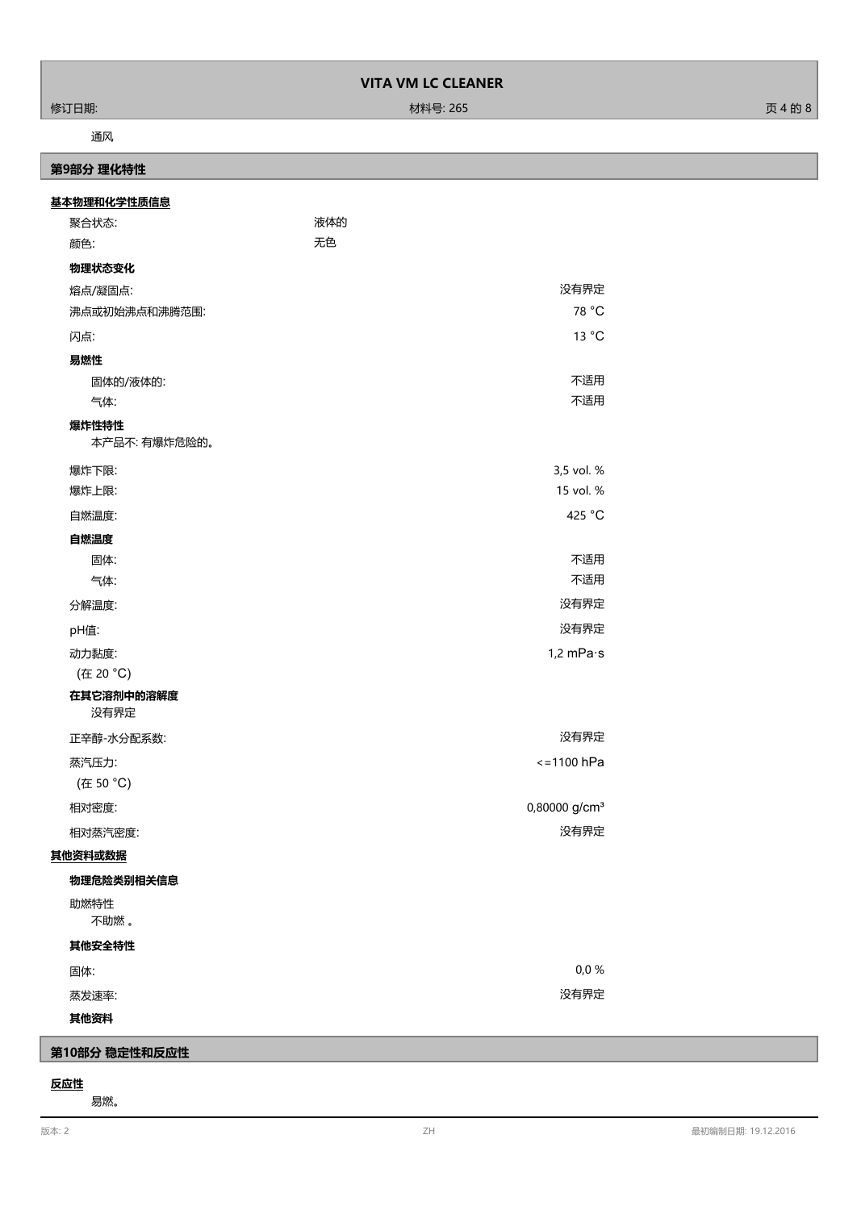通风

## 第9部分 理化特性

**基本物理和化学性质信息**

| | |
|---|---|
| 聚合状态: | 液体的 |
| 颜色: | 无色 |

**物理状态变化**

| | |
|---|---|
| 熔点/凝固点: | 没有界定 |
| 沸点或初始沸点和沸腾范围: | 78 °C |
| 闪点: | 13 °C |

**易燃性**

| | |
|---|---|
| 固体的/液体的: | 不适用 |
| 气体: | 不适用 |

**爆炸性特性**

本产品不: 有爆炸危险的。

| | |
|---|---|
| 爆炸下限: | 3,5 vol. % |
| 爆炸上限: | 15 vol. % |
| 自燃温度: | 425 °C |

**自燃温度**

| | |
|---|---|
| 固体: | 不适用 |
| 气体: | 不适用 |
| 分解温度: | 没有界定 |
| pH值: | 没有界定 |
| 动力黏度: (在 20 °C) | 1,2 mPa·s |

**在其它溶剂中的溶解度**

没有界定

| | |
|---|---|
| 正辛醇-水分配系数: | 没有界定 |
| 蒸汽压力: (在 50 °C) | <=1100 hPa |
| 相对密度: | 0,80000 g/cm³ |
| 相对蒸汽密度: | 没有界定 |

**其他资料或数据**

**物理危险类别相关信息**

助燃特性

不助燃 。

**其他安全特性**

| | |
|---|---|
| 固体: | 0,0 % |
| 蒸发速率: | 没有界定 |

**其他资料**

## 第10部分 稳定性和反应性

**反应性**

易燃。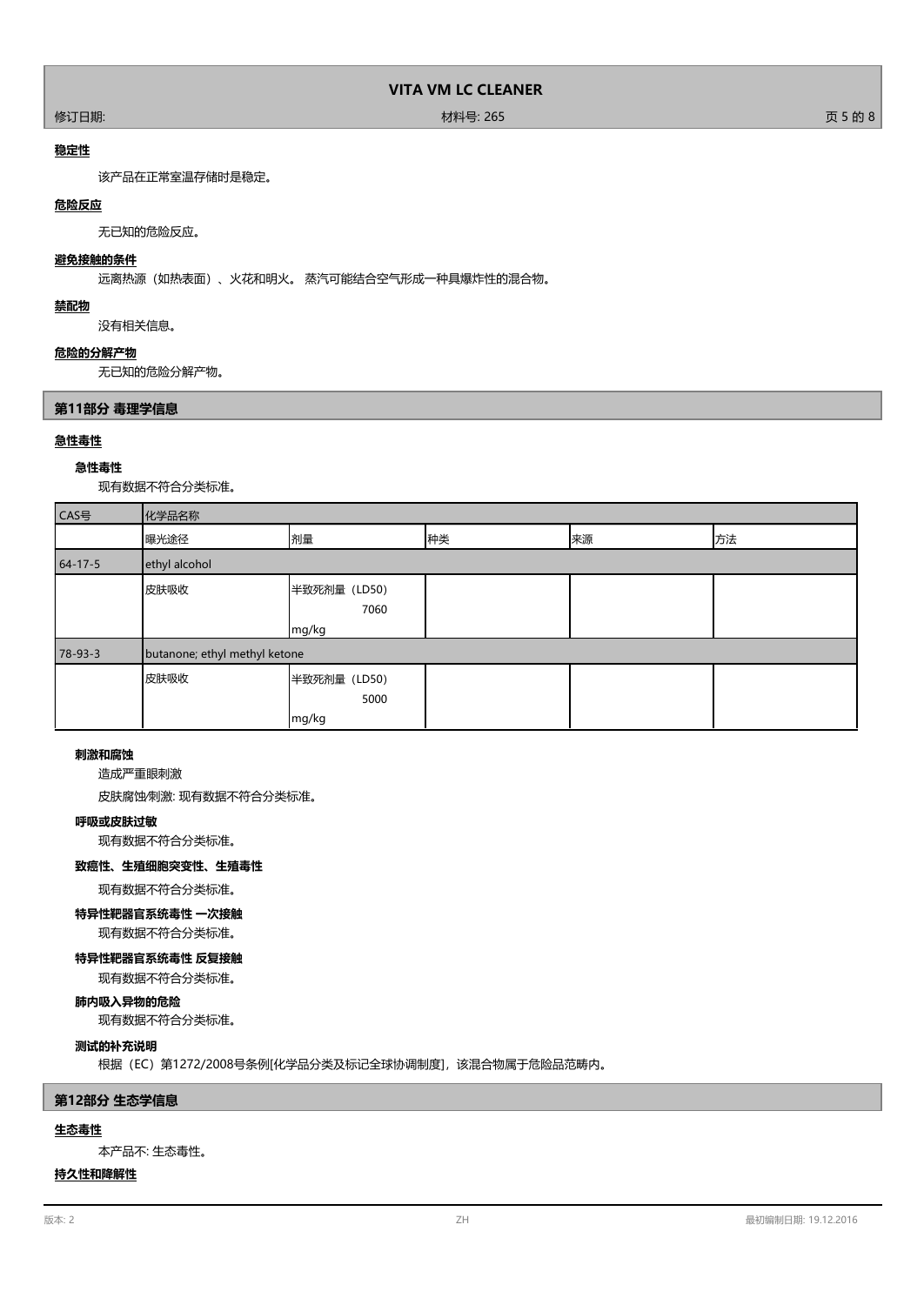**稳定性**

该产品在正常室温存储时是稳定。

**危险反应**

无已知的危险反应。

**避免接触的条件**

远离热源（如热表面）、火花和明火。 蒸汽可能结合空气形成一种具爆炸性的混合物。

**禁配物**

没有相关信息。

**危险的分解产物**

无已知的危险分解产物。

## 第11部分 毒理学信息

**急性毒性**

**急性毒性**

现有数据不符合分类标准。

| CAS号 | 化学品名称 | | | | |
|---|---|---|---|---|---|
| | 曝光途径 | 剂量 | 种类 | 来源 | 方法 |
| 64-17-5 | ethyl alcohol | | | | |
| | 皮肤吸收 | 半致死剂量（LD50） 7060 mg/kg | | | |
| 78-93-3 | butanone; ethyl methyl ketone | | | | |
| | 皮肤吸收 | 半致死剂量（LD50） 5000 mg/kg | | | |

**刺激和腐蚀**

造成严重眼刺激

皮肤腐蚀/刺激: 现有数据不符合分类标准。

**呼吸或皮肤过敏**

现有数据不符合分类标准。

**致癌性、生殖细胞突变性、生殖毒性**

现有数据不符合分类标准。

**特异性靶器官系统毒性 一次接触**

现有数据不符合分类标准。

**特异性靶器官系统毒性 反复接触**

现有数据不符合分类标准。

**肺内吸入异物的危险**

现有数据不符合分类标准。

**测试的补充说明**

根据（EC）第1272/2008号条例[化学品分类及标记全球协调制度]，该混合物属于危险品范畴内。

## 第12部分 生态学信息

**生态毒性**

本产品不: 生态毒性。

**持久性和降解性**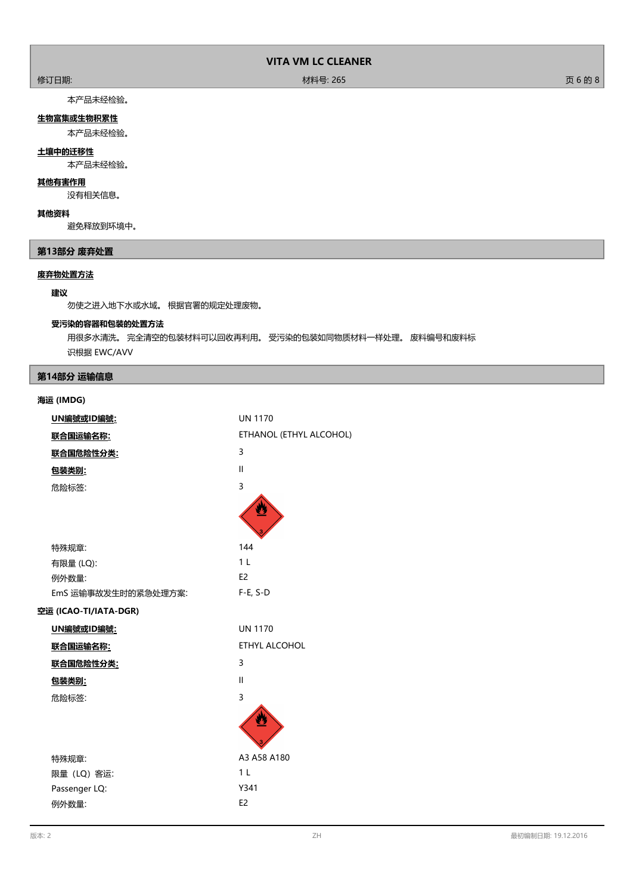本产品未经检验。

**生物富集或生物积累性**

本产品未经检验。

**土壤中的迁移性**

本产品未经检验。

**其他有害作用**

没有相关信息。

**其他资料**

避免释放到环境中。

## 第13部分 废弃处置

**废弃物处置方法**

**建议**

勿使之进入地下水或水域。 根据官署的规定处理废物。

**受污染的容器和包装的处置方法**

用很多水清洗。 完全清空的包装材料可以回收再利用。 受污染的包装如同物质材料一样处理。 废料编号和废料标识根据 EWC/AVV

## 第14部分 运输信息

**海运 (IMDG)**

| | |
|---|---|
| **UN编號或ID編號:** | UN 1170 |
| **联合国运输名称:** | ETHANOL (ETHYL ALCOHOL) |
| **联合国危险性分类:** | 3 |
| **包装类别:** | II |
| 危险标签: | 3 |
| 特殊规章: | 144 |
| 有限量 (LQ): | 1 L |
| 例外数量: | E2 |
| EmS 运输事故发生时的紧急处理方案: | F-E, S-D |

**空运 (ICAO-TI/IATA-DGR)**

| | |
|---|---|
| **UN编號或ID編號:** | UN 1170 |
| **联合国运输名称:** | ETHYL ALCOHOL |
| **联合国危险性分类:** | 3 |
| **包装类别:** | II |
| 危险标签: | 3 |
| 特殊规章: | A3 A58 A180 |
| 限量（LQ）客运: | 1 L |
| Passenger LQ: | Y341 |
| 例外数量: | E2 |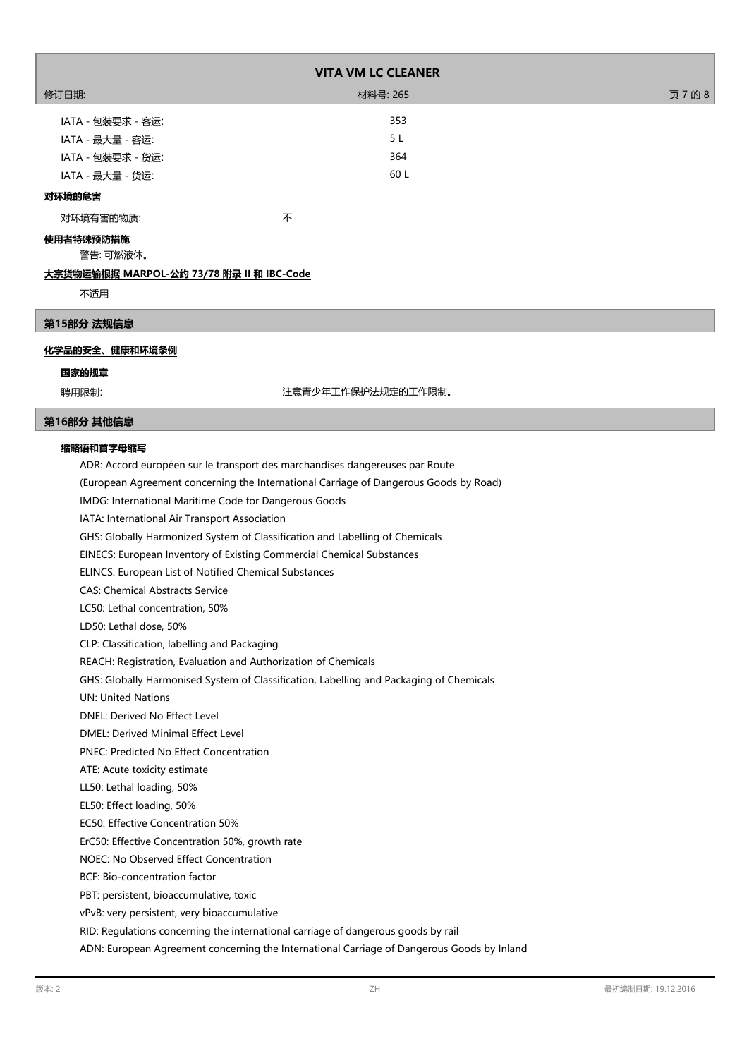| | |
|---|---|
| IATA - 包装要求 - 客运: | 353 |
| IATA - 最大量 - 客运: | 5 L |
| IATA - 包装要求 - 货运: | 364 |
| IATA - 最大量 - 货运: | 60 L |

**对环境的危害**

对环境有害的物质: 不

**使用者特殊预防措施**

警告: 可燃液体。

**大宗货物运输根据 MARPOL-公约 73/78 附录 II 和 IBC-Code**

不适用

## 第15部分 法规信息

**化学品的安全、健康和环境条例**

**国家的规章**

聘用限制: 注意青少年工作保护法规定的工作限制。

## 第16部分 其他信息

**缩略语和首字母缩写**

ADR: Accord européen sur le transport des marchandises dangereuses par Route
(European Agreement concerning the International Carriage of Dangerous Goods by Road)
IMDG: International Maritime Code for Dangerous Goods
IATA: International Air Transport Association
GHS: Globally Harmonized System of Classification and Labelling of Chemicals
EINECS: European Inventory of Existing Commercial Chemical Substances
ELINCS: European List of Notified Chemical Substances
CAS: Chemical Abstracts Service
LC50: Lethal concentration, 50%
LD50: Lethal dose, 50%
CLP: Classification, labelling and Packaging
REACH: Registration, Evaluation and Authorization of Chemicals
GHS: Globally Harmonised System of Classification, Labelling and Packaging of Chemicals
UN: United Nations
DNEL: Derived No Effect Level
DMEL: Derived Minimal Effect Level
PNEC: Predicted No Effect Concentration
ATE: Acute toxicity estimate
LL50: Lethal loading, 50%
EL50: Effect loading, 50%
EC50: Effective Concentration 50%
ErC50: Effective Concentration 50%, growth rate
NOEC: No Observed Effect Concentration
BCF: Bio-concentration factor
PBT: persistent, bioaccumulative, toxic
vPvB: very persistent, very bioaccumulative
RID: Regulations concerning the international carriage of dangerous goods by rail
ADN: European Agreement concerning the International Carriage of Dangerous Goods by Inland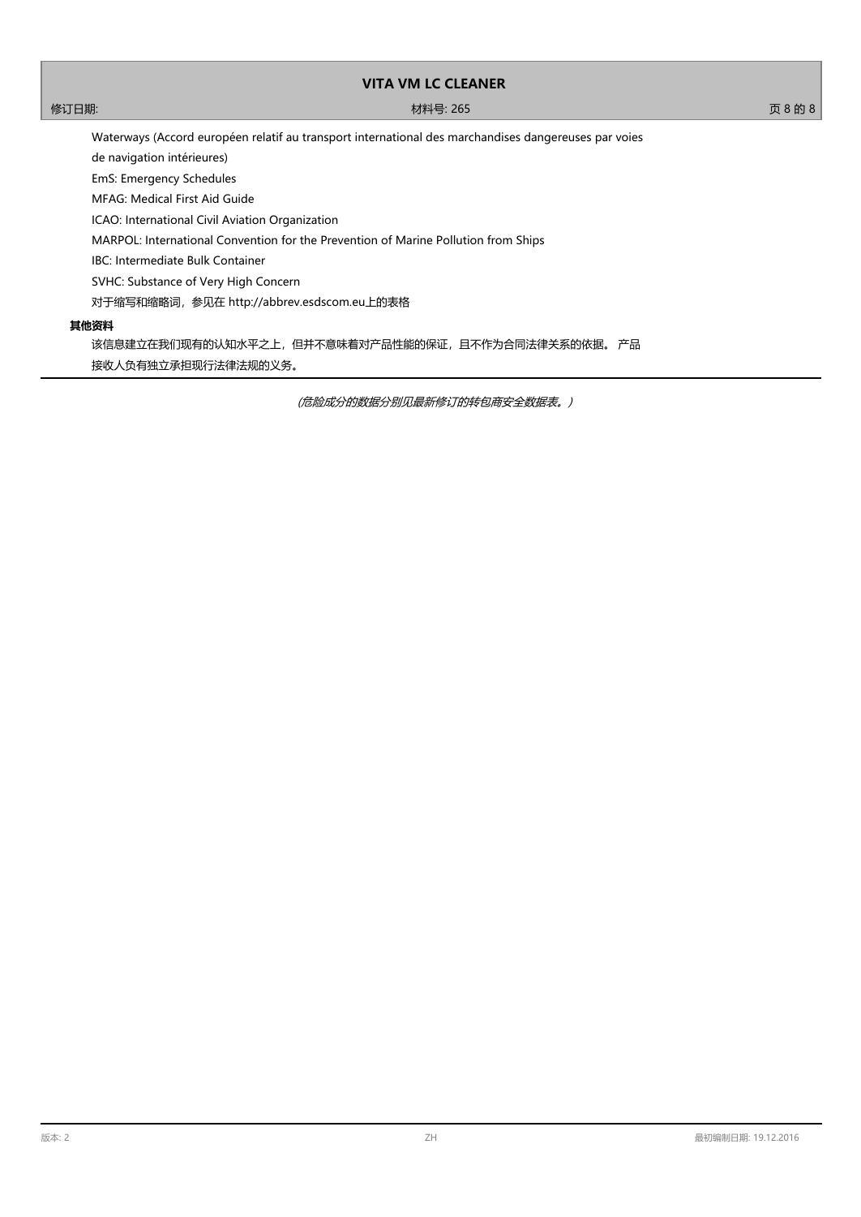Waterways (Accord européen relatif au transport international des marchandises dangereuses par voies de navigation intérieures)

EmS: Emergency Schedules

MFAG: Medical First Aid Guide

ICAO: International Civil Aviation Organization

MARPOL: International Convention for the Prevention of Marine Pollution from Ships

IBC: Intermediate Bulk Container

SVHC: Substance of Very High Concern

对于缩写和缩略词，参见在 http://abbrev.esdscom.eu上的表格

**其他资料**

该信息建立在我们现有的认知水平之上，但并不意味着对产品性能的保证，且不作为合同法律关系的依据。 产品接收人负有独立承担现行法律法规的义务。

*(危险成分的数据分别见最新修订的转包商安全数据表。)*